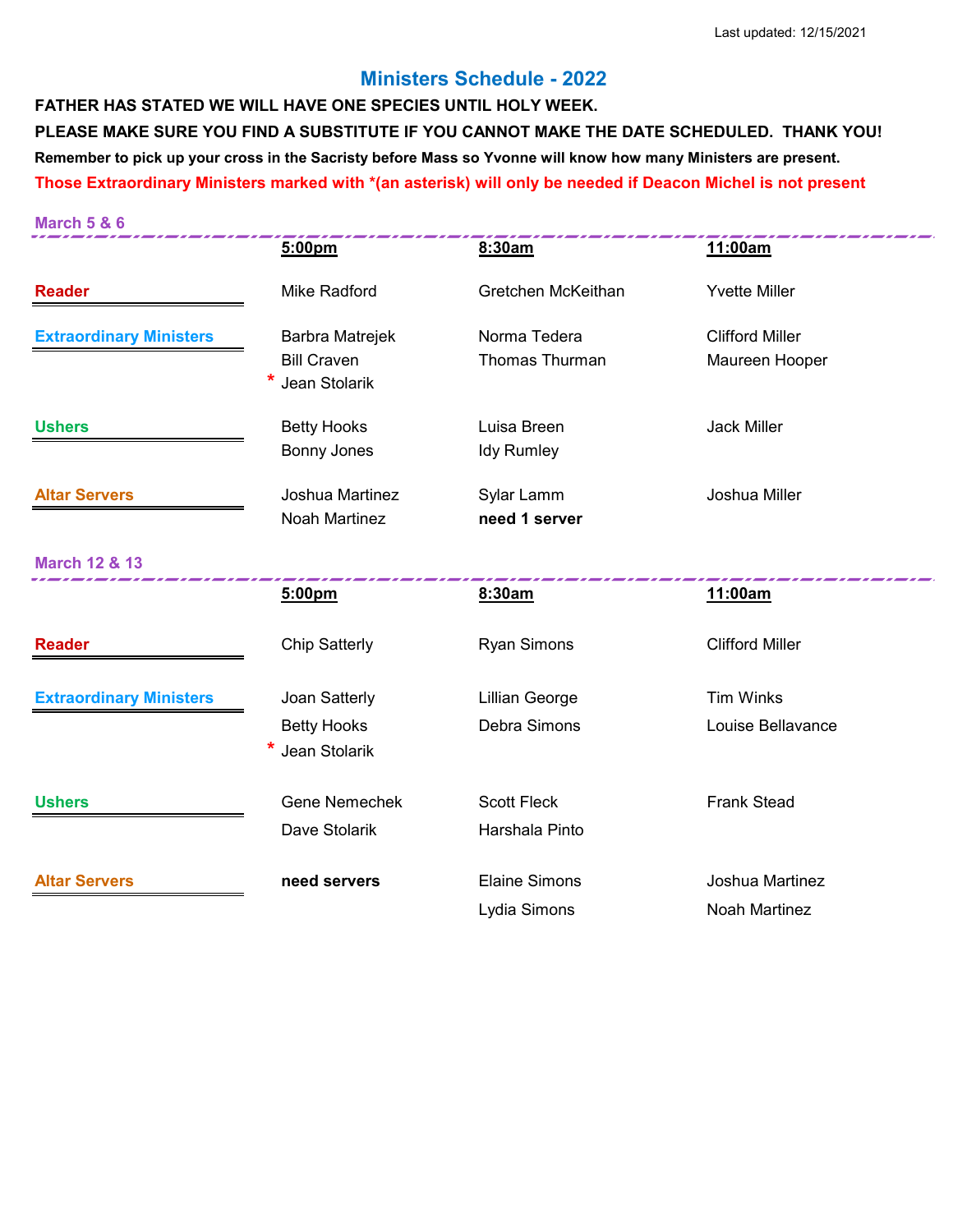Last updated: 12/15/2021

# Ministers Schedule - 2022

**FATHER HAS STATED WE WILL HAVE ONE SPECIES UNTIL HOLY WEEK.**

**PLEASE MAKE SURE YOU FIND A SUBSTITUTE IF YOU CANNOT MAKE THE DATE SCHEDULED. THANK YOU!**

**Remember to pick up your cross in the Sacristy before Mass so Yvonne will know how many Ministers are present.**

**Those Extraordinary Ministers marked with *(an asterisk) will only be needed if Deacon Michel is not present**

## March 5 & 6

| | 5:00pm | 8:30am | 11:00am |
|---|---|---|---|
| **Reader** | Mike Radford | Gretchen McKeithan | Yvette Miller |
| **Extraordinary Ministers** | Barbra Matrejek | Norma Tedera | Clifford Miller |
| | Bill Craven | Thomas Thurman | Maureen Hooper |
| | * Jean Stolarik | | |
| **Ushers** | Betty Hooks | Luisa Breen | Jack Miller |
| | Bonny Jones | Idy Rumley | |
| **Altar Servers** | Joshua Martinez | Sylar Lamm | Joshua Miller |
| | Noah Martinez | **need 1 server** | |

## March 12 & 13

| | 5:00pm | 8:30am | 11:00am |
|---|---|---|---|
| **Reader** | Chip Satterly | Ryan Simons | Clifford Miller |
| **Extraordinary Ministers** | Joan Satterly | Lillian George | Tim Winks |
| | Betty Hooks | Debra Simons | Louise Bellavance |
| | * Jean Stolarik | | |
| **Ushers** | Gene Nemechek | Scott Fleck | Frank Stead |
| | Dave Stolarik | Harshala Pinto | |
| **Altar Servers** | **need servers** | Elaine Simons | Joshua Martinez |
| | | Lydia Simons | Noah Martinez |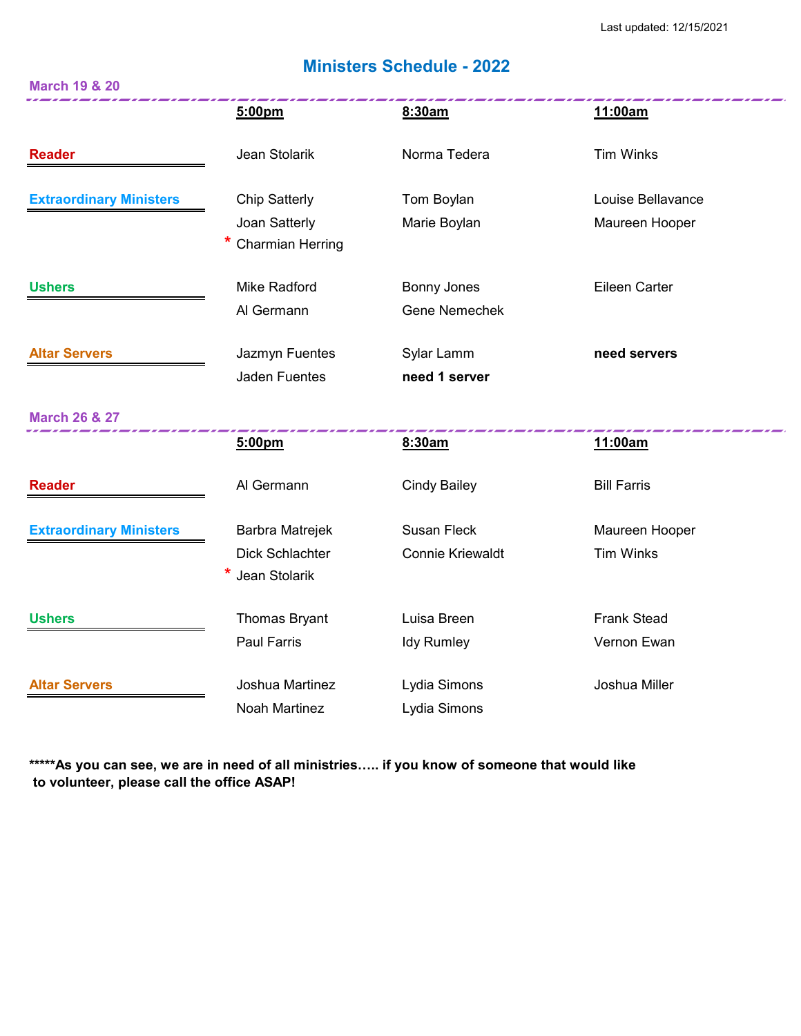Last updated: 12/15/2021

# Ministers Schedule - 2022

## March 19 & 20

| | 5:00pm | 8:30am | 11:00am |
|---|---|---|---|
| **Reader** | Jean Stolarik | Norma Tedera | Tim Winks |
| **Extraordinary Ministers** | Chip Satterly | Tom Boylan | Louise Bellavance |
| | Joan Satterly | Marie Boylan | Maureen Hooper |
| | * Charmian Herring | | |
| **Ushers** | Mike Radford | Bonny Jones | Eileen Carter |
| | Al Germann | Gene Nemechek | |
| **Altar Servers** | Jazmyn Fuentes | Sylar Lamm | **need servers** |
| | Jaden Fuentes | **need 1 server** | |

## March 26 & 27

| | 5:00pm | 8:30am | 11:00am |
|---|---|---|---|
| **Reader** | Al Germann | Cindy Bailey | Bill Farris |
| **Extraordinary Ministers** | Barbra Matrejek | Susan Fleck | Maureen Hooper |
| | Dick Schlachter | Connie Kriewaldt | Tim Winks |
| | * Jean Stolarik | | |
| **Ushers** | Thomas Bryant | Luisa Breen | Frank Stead |
| | Paul Farris | Idy Rumley | Vernon Ewan |
| **Altar Servers** | Joshua Martinez | Lydia Simons | Joshua Miller |
| | Noah Martinez | Lydia Simons | |

**\*\*\*\*\*As you can see, we are in need of all ministries….. if you know of someone that would like to volunteer, please call the office ASAP!**